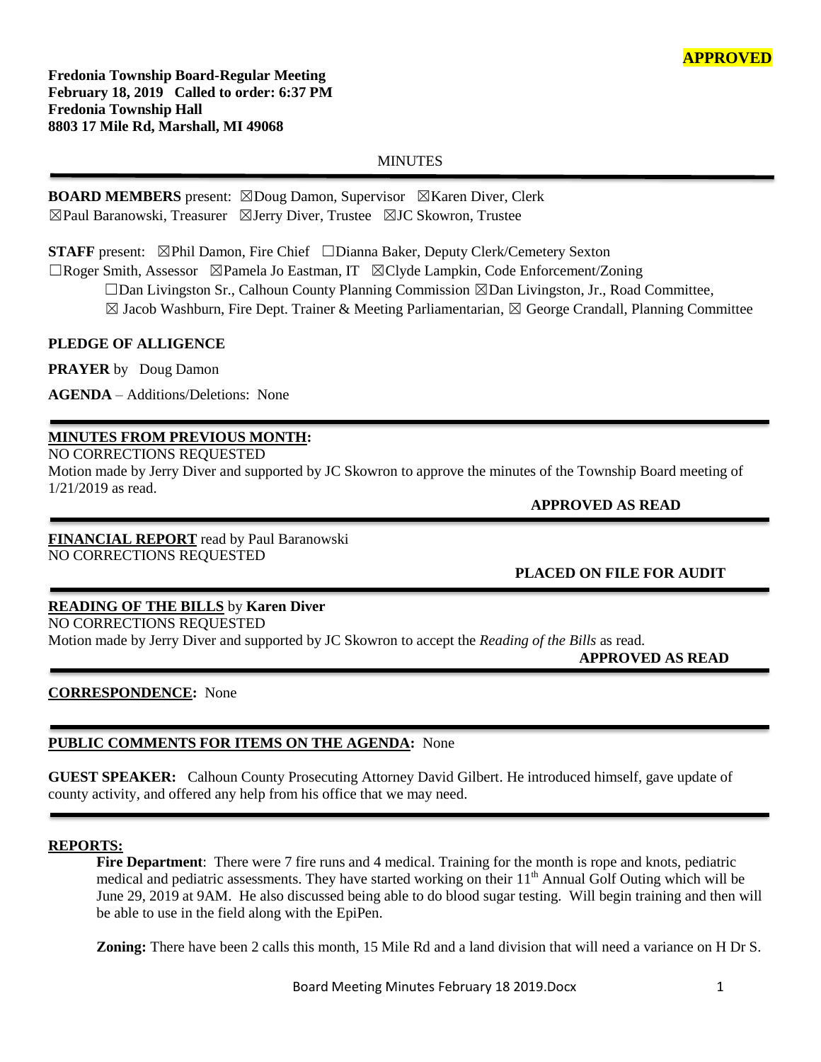**APPROVED**

**Fredonia Township Board-Regular Meeting**
**February 18, 2019 Called to order: 6:37 PM**
**Fredonia Township Hall**
**8803 17 Mile Rd, Marshall, MI 49068**

MINUTES

**BOARD MEMBERS** present: ☒Doug Damon, Supervisor ☒Karen Diver, Clerk ☒Paul Baranowski, Treasurer ☒Jerry Diver, Trustee ☒JC Skowron, Trustee

**STAFF** present: ☒Phil Damon, Fire Chief ☐Dianna Baker, Deputy Clerk/Cemetery Sexton ☐Roger Smith, Assessor ☒Pamela Jo Eastman, IT ☒Clyde Lampkin, Code Enforcement/Zoning ☐Dan Livingston Sr., Calhoun County Planning Commission ☒Dan Livingston, Jr., Road Committee, ☒ Jacob Washburn, Fire Dept. Trainer & Meeting Parliamentarian, ☒ George Crandall, Planning Committee

**PLEDGE OF ALLIGENCE**

**PRAYER** by Doug Damon

**AGENDA** – Additions/Deletions: None

**MINUTES FROM PREVIOUS MONTH:**
NO CORRECTIONS REQUESTED
Motion made by Jerry Diver and supported by JC Skowron to approve the minutes of the Township Board meeting of 1/21/2019 as read.

**APPROVED AS READ**

**FINANCIAL REPORT** read by Paul Baranowski
NO CORRECTIONS REQUESTED

**PLACED ON FILE FOR AUDIT**

**READING OF THE BILLS** by **Karen Diver**
NO CORRECTIONS REQUESTED
Motion made by Jerry Diver and supported by JC Skowron to accept the *Reading of the Bills* as read.

**APPROVED AS READ**

**CORRESPONDENCE:** None

**PUBLIC COMMENTS FOR ITEMS ON THE AGENDA:** None

**GUEST SPEAKER:** Calhoun County Prosecuting Attorney David Gilbert. He introduced himself, gave update of county activity, and offered any help from his office that we may need.

**REPORTS:**

**Fire Department**: There were 7 fire runs and 4 medical. Training for the month is rope and knots, pediatric medical and pediatric assessments. They have started working on their 11th Annual Golf Outing which will be June 29, 2019 at 9AM. He also discussed being able to do blood sugar testing. Will begin training and then will be able to use in the field along with the EpiPen.

**Zoning:** There have been 2 calls this month, 15 Mile Rd and a land division that will need a variance on H Dr S.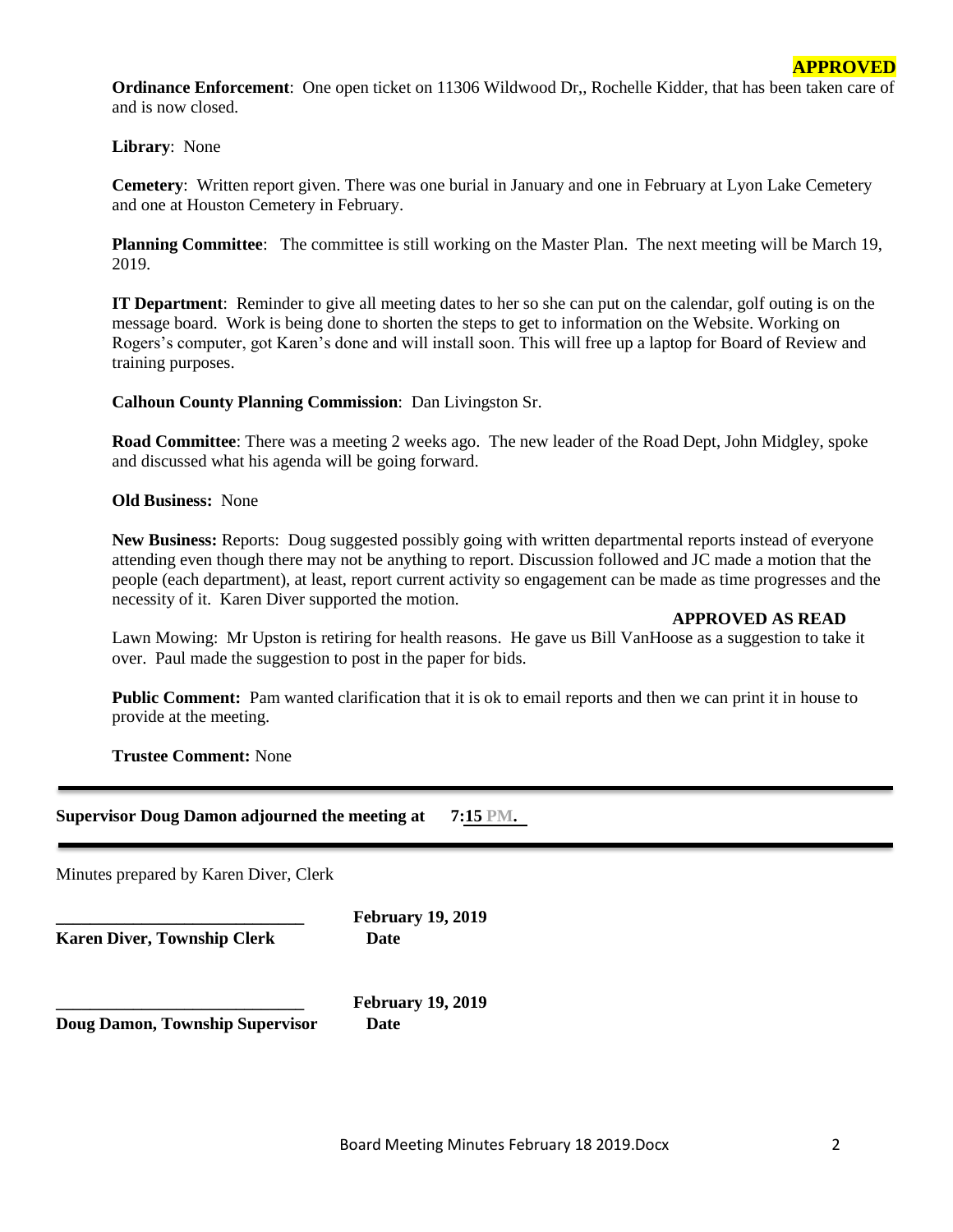**APPROVED**

**Ordinance Enforcement**: One open ticket on 11306 Wildwood Dr,, Rochelle Kidder, that has been taken care of and is now closed.

**Library**: None

**Cemetery**: Written report given. There was one burial in January and one in February at Lyon Lake Cemetery and one at Houston Cemetery in February.

**Planning Committee**: The committee is still working on the Master Plan. The next meeting will be March 19, 2019.

**IT Department**: Reminder to give all meeting dates to her so she can put on the calendar, golf outing is on the message board. Work is being done to shorten the steps to get to information on the Website. Working on Rogers's computer, got Karen's done and will install soon. This will free up a laptop for Board of Review and training purposes.

**Calhoun County Planning Commission**: Dan Livingston Sr.

**Road Committee**: There was a meeting 2 weeks ago. The new leader of the Road Dept, John Midgley, spoke and discussed what his agenda will be going forward.

**Old Business:** None

**New Business:** Reports: Doug suggested possibly going with written departmental reports instead of everyone attending even though there may not be anything to report. Discussion followed and JC made a motion that the people (each department), at least, report current activity so engagement can be made as time progresses and the necessity of it. Karen Diver supported the motion.

**APPROVED AS READ**

Lawn Mowing: Mr Upston is retiring for health reasons. He gave us Bill VanHoose as a suggestion to take it over. Paul made the suggestion to post in the paper for bids.

**Public Comment:** Pam wanted clarification that it is ok to email reports and then we can print it in house to provide at the meeting.

**Trustee Comment:** None

---

**Supervisor Doug Damon adjourned the meeting at 7:15 PM.**

---

Minutes prepared by Karen Diver, Clerk

| | |
|---|---|
| ____________________________ **Karen Diver, Township Clerk** | **February 19, 2019** **Date** |
| ____________________________ **Doug Damon, Township Supervisor** | **February 19, 2019** **Date** |